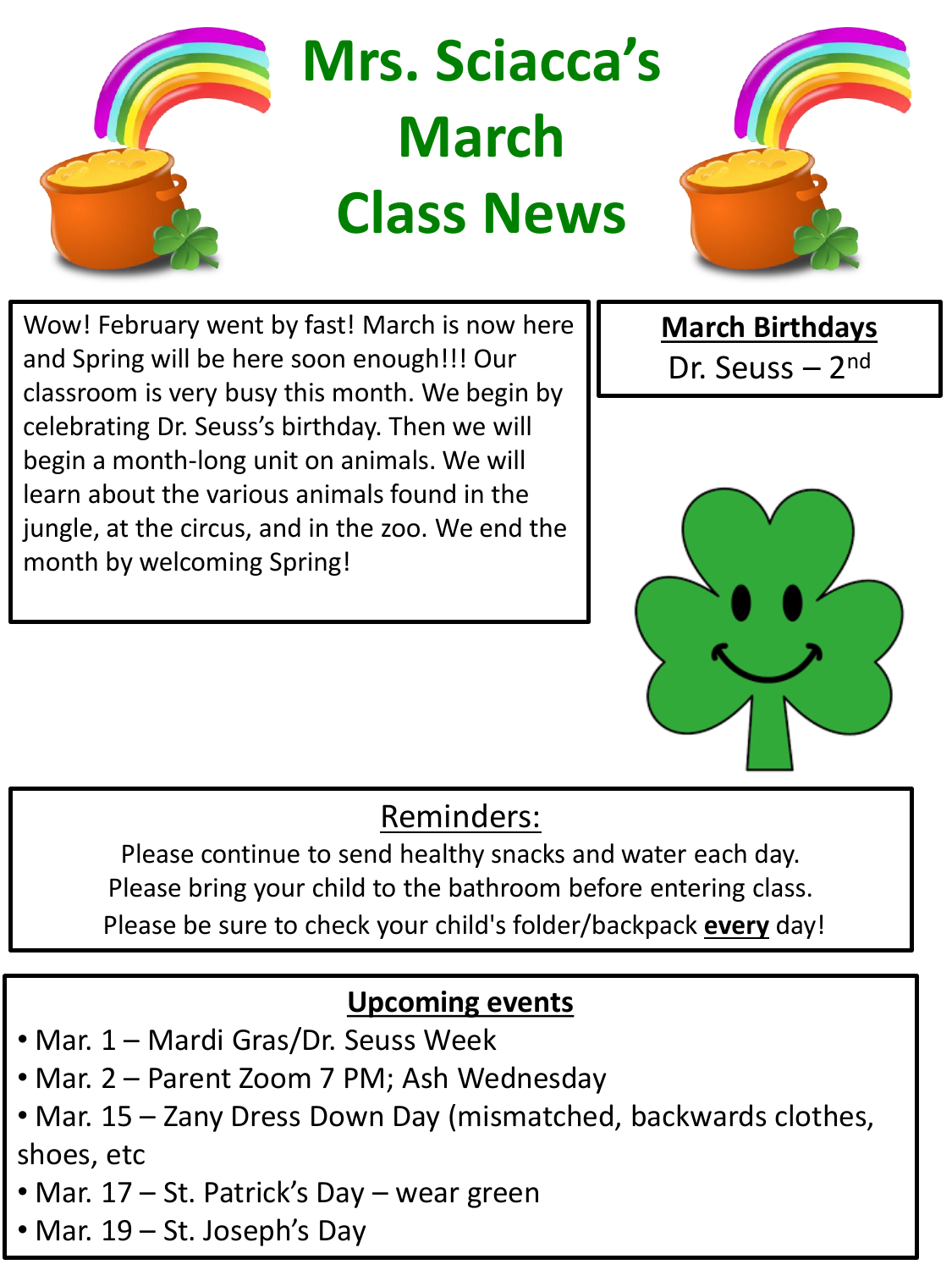# Mrs. Sciacca's March Class News

Wow! February went by fast! March is now here and Spring will be here soon enough!!! Our classroom is very busy this month. We begin by celebrating Dr. Seuss's birthday. Then we will begin a month-long unit on animals. We will learn about the various animals found in the jungle, at the circus, and in the zoo. We end the month by welcoming Spring!

**March Birthdays**

Dr. Seuss – 2nd

## Reminders:

Please continue to send healthy snacks and water each day.

Please bring your child to the bathroom before entering class.

Please be sure to check your child's folder/backpack **every** day!

## Upcoming events

- Mar. 1 – Mardi Gras/Dr. Seuss Week
- Mar. 2 – Parent Zoom 7 PM; Ash Wednesday
- Mar. 15 – Zany Dress Down Day (mismatched, backwards clothes, shoes, etc
- Mar. 17 – St. Patrick's Day – wear green
- Mar. 19 – St. Joseph's Day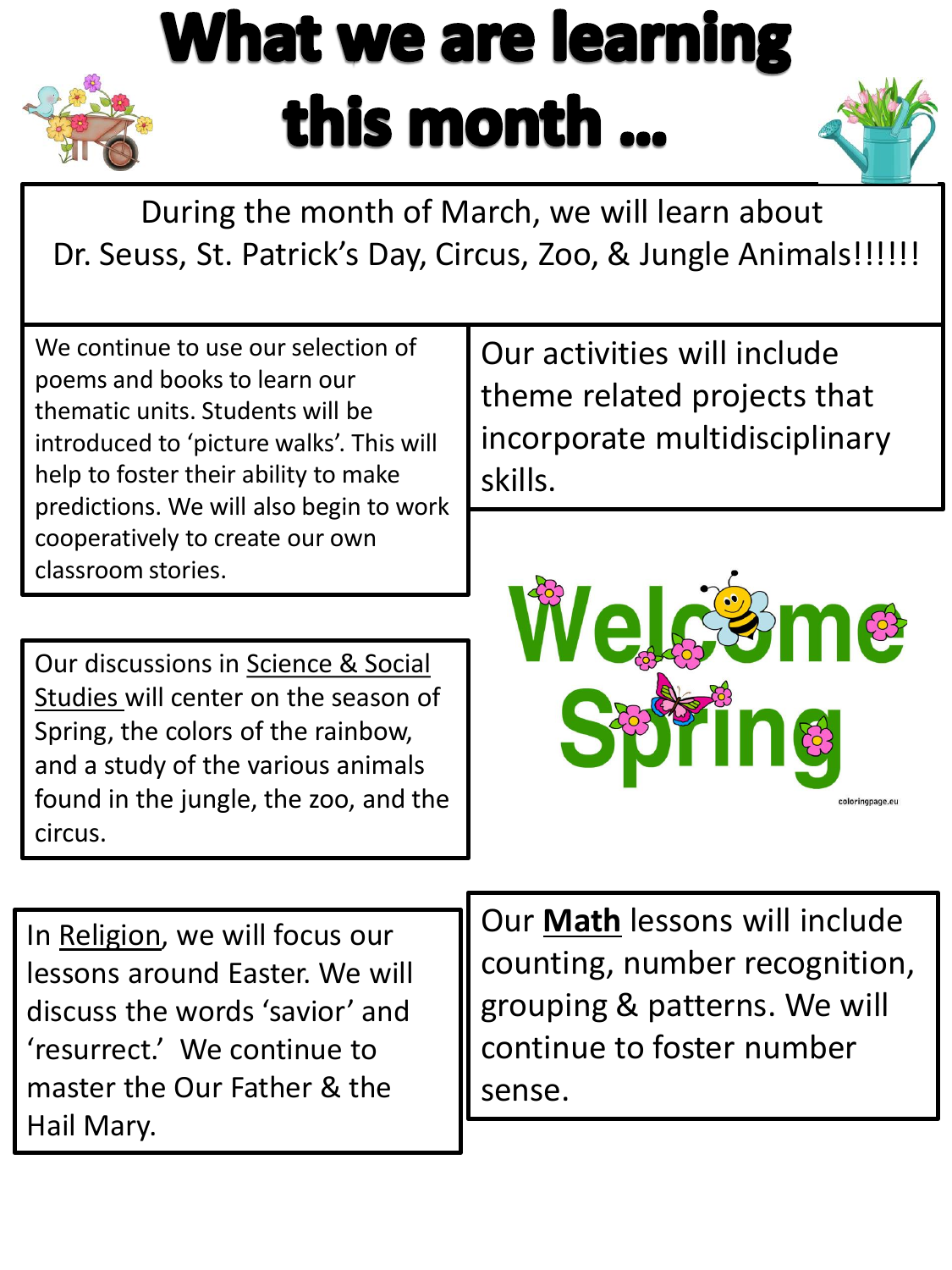# What we are learning this month …

During the month of March, we will learn about
Dr. Seuss, St. Patrick's Day, Circus, Zoo, & Jungle Animals!!!!!!

We continue to use our selection of poems and books to learn our thematic units. Students will be introduced to 'picture walks'. This will help to foster their ability to make predictions. We will also begin to work cooperatively to create our own classroom stories.

Our activities will include theme related projects that incorporate multidisciplinary skills.

Our discussions in Science & Social Studies will center on the season of Spring, the colors of the rainbow, and a study of the various animals found in the jungle, the zoo, and the circus.

Welcome Spring

In Religion, we will focus our lessons around Easter. We will discuss the words 'savior' and 'resurrect.' We continue to master the Our Father & the Hail Mary.

Our **Math** lessons will include counting, number recognition, grouping & patterns. We will continue to foster number sense.